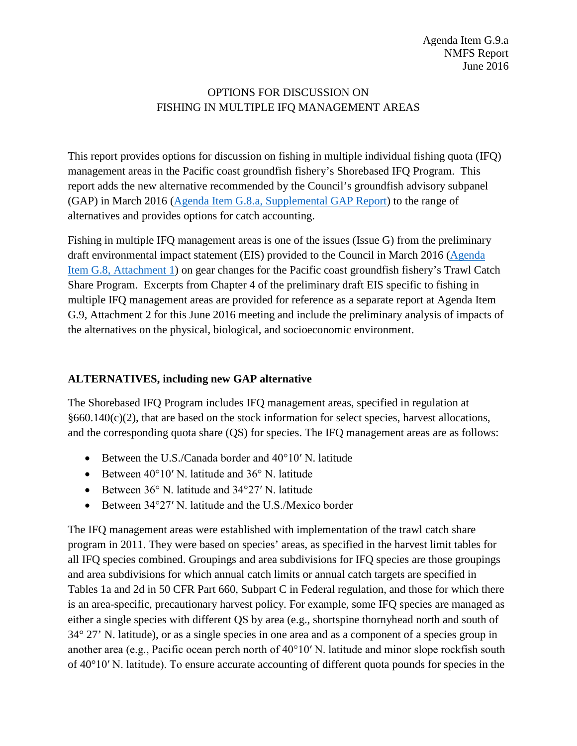Agenda Item G.9.a
NMFS Report
June 2016

# OPTIONS FOR DISCUSSION ON FISHING IN MULTIPLE IFQ MANAGEMENT AREAS

This report provides options for discussion on fishing in multiple individual fishing quota (IFQ) management areas in the Pacific coast groundfish fishery's Shorebased IFQ Program. This report adds the new alternative recommended by the Council's groundfish advisory subpanel (GAP) in March 2016 (Agenda Item G.8.a, Supplemental GAP Report) to the range of alternatives and provides options for catch accounting.

Fishing in multiple IFQ management areas is one of the issues (Issue G) from the preliminary draft environmental impact statement (EIS) provided to the Council in March 2016 (Agenda Item G.8, Attachment 1) on gear changes for the Pacific coast groundfish fishery's Trawl Catch Share Program. Excerpts from Chapter 4 of the preliminary draft EIS specific to fishing in multiple IFQ management areas are provided for reference as a separate report at Agenda Item G.9, Attachment 2 for this June 2016 meeting and include the preliminary analysis of impacts of the alternatives on the physical, biological, and socioeconomic environment.

## ALTERNATIVES, including new GAP alternative

The Shorebased IFQ Program includes IFQ management areas, specified in regulation at §660.140(c)(2), that are based on the stock information for select species, harvest allocations, and the corresponding quota share (QS) for species. The IFQ management areas are as follows:

- Between the U.S./Canada border and 40°10′ N. latitude
- Between 40°10′ N. latitude and 36° N. latitude
- Between 36° N. latitude and 34°27′ N. latitude
- Between 34°27′ N. latitude and the U.S./Mexico border

The IFQ management areas were established with implementation of the trawl catch share program in 2011. They were based on species' areas, as specified in the harvest limit tables for all IFQ species combined. Groupings and area subdivisions for IFQ species are those groupings and area subdivisions for which annual catch limits or annual catch targets are specified in Tables 1a and 2d in 50 CFR Part 660, Subpart C in Federal regulation, and those for which there is an area-specific, precautionary harvest policy. For example, some IFQ species are managed as either a single species with different QS by area (e.g., shortspine thornyhead north and south of 34° 27' N. latitude), or as a single species in one area and as a component of a species group in another area (e.g., Pacific ocean perch north of 40°10′ N. latitude and minor slope rockfish south of 40°10′ N. latitude). To ensure accurate accounting of different quota pounds for species in the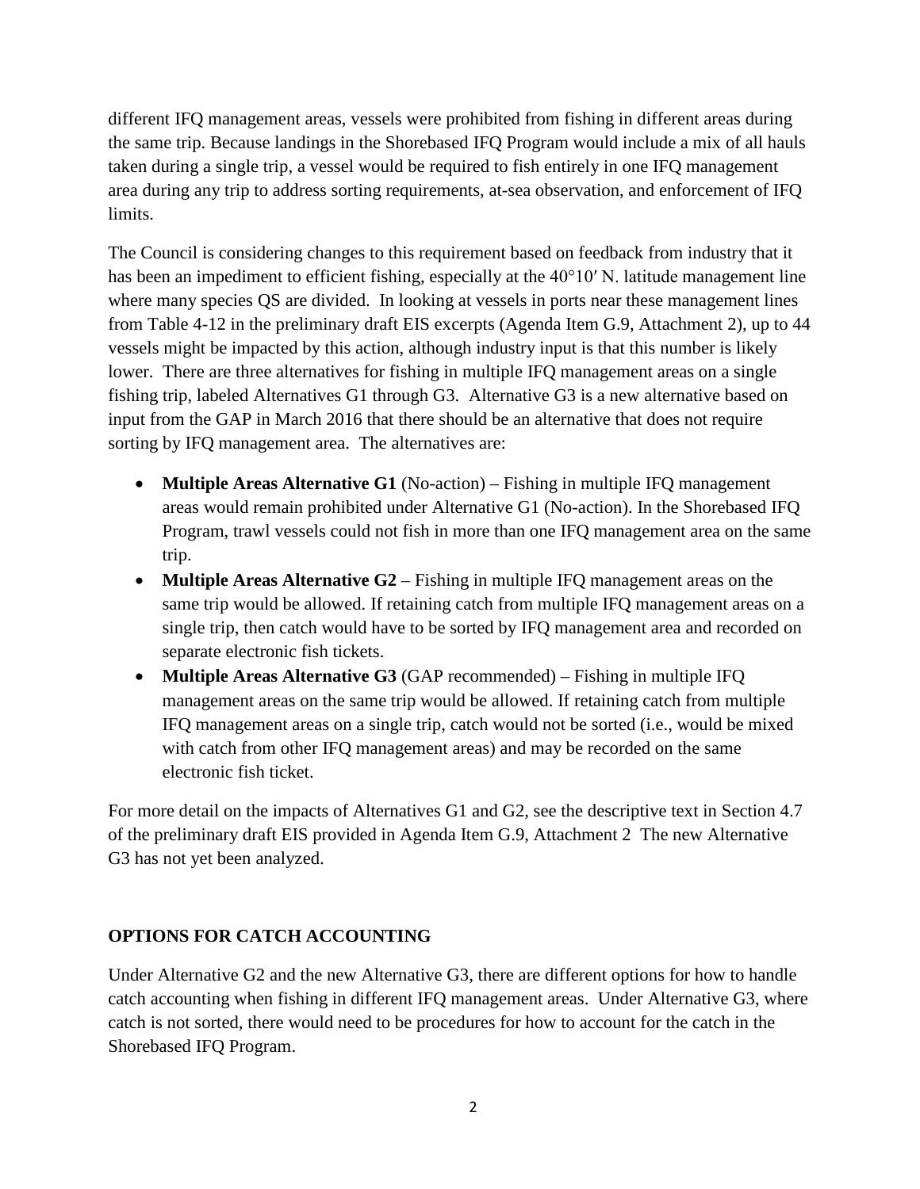different IFQ management areas, vessels were prohibited from fishing in different areas during the same trip. Because landings in the Shorebased IFQ Program would include a mix of all hauls taken during a single trip, a vessel would be required to fish entirely in one IFQ management area during any trip to address sorting requirements, at-sea observation, and enforcement of IFQ limits.

The Council is considering changes to this requirement based on feedback from industry that it has been an impediment to efficient fishing, especially at the 40°10′ N. latitude management line where many species QS are divided. In looking at vessels in ports near these management lines from Table 4-12 in the preliminary draft EIS excerpts (Agenda Item G.9, Attachment 2), up to 44 vessels might be impacted by this action, although industry input is that this number is likely lower. There are three alternatives for fishing in multiple IFQ management areas on a single fishing trip, labeled Alternatives G1 through G3. Alternative G3 is a new alternative based on input from the GAP in March 2016 that there should be an alternative that does not require sorting by IFQ management area. The alternatives are:

- **Multiple Areas Alternative G1** (No-action) – Fishing in multiple IFQ management areas would remain prohibited under Alternative G1 (No-action). In the Shorebased IFQ Program, trawl vessels could not fish in more than one IFQ management area on the same trip.
- **Multiple Areas Alternative G2** – Fishing in multiple IFQ management areas on the same trip would be allowed. If retaining catch from multiple IFQ management areas on a single trip, then catch would have to be sorted by IFQ management area and recorded on separate electronic fish tickets.
- **Multiple Areas Alternative G3** (GAP recommended) – Fishing in multiple IFQ management areas on the same trip would be allowed. If retaining catch from multiple IFQ management areas on a single trip, catch would not be sorted (i.e., would be mixed with catch from other IFQ management areas) and may be recorded on the same electronic fish ticket.

For more detail on the impacts of Alternatives G1 and G2, see the descriptive text in Section 4.7 of the preliminary draft EIS provided in Agenda Item G.9, Attachment 2 The new Alternative G3 has not yet been analyzed.

## OPTIONS FOR CATCH ACCOUNTING

Under Alternative G2 and the new Alternative G3, there are different options for how to handle catch accounting when fishing in different IFQ management areas. Under Alternative G3, where catch is not sorted, there would need to be procedures for how to account for the catch in the Shorebased IFQ Program.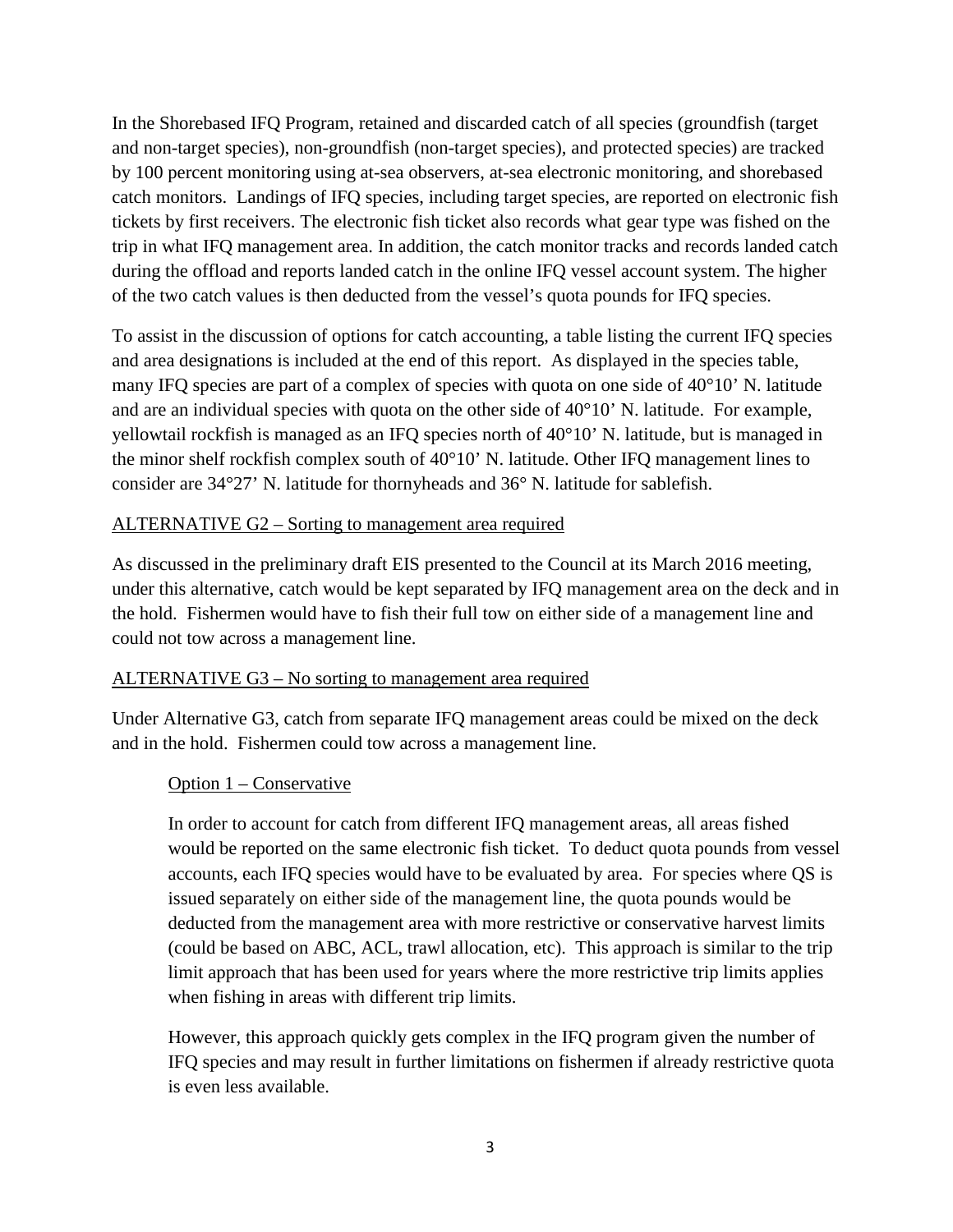In the Shorebased IFQ Program, retained and discarded catch of all species (groundfish (target and non-target species), non-groundfish (non-target species), and protected species) are tracked by 100 percent monitoring using at-sea observers, at-sea electronic monitoring, and shorebased catch monitors. Landings of IFQ species, including target species, are reported on electronic fish tickets by first receivers. The electronic fish ticket also records what gear type was fished on the trip in what IFQ management area. In addition, the catch monitor tracks and records landed catch during the offload and reports landed catch in the online IFQ vessel account system. The higher of the two catch values is then deducted from the vessel's quota pounds for IFQ species.

To assist in the discussion of options for catch accounting, a table listing the current IFQ species and area designations is included at the end of this report. As displayed in the species table, many IFQ species are part of a complex of species with quota on one side of 40°10' N. latitude and are an individual species with quota on the other side of 40°10' N. latitude. For example, yellowtail rockfish is managed as an IFQ species north of 40°10' N. latitude, but is managed in the minor shelf rockfish complex south of 40°10' N. latitude. Other IFQ management lines to consider are 34°27' N. latitude for thornyheads and 36° N. latitude for sablefish.

<u>ALTERNATIVE G2 – Sorting to management area required</u>

As discussed in the preliminary draft EIS presented to the Council at its March 2016 meeting, under this alternative, catch would be kept separated by IFQ management area on the deck and in the hold. Fishermen would have to fish their full tow on either side of a management line and could not tow across a management line.

<u>ALTERNATIVE G3 – No sorting to management area required</u>

Under Alternative G3, catch from separate IFQ management areas could be mixed on the deck and in the hold. Fishermen could tow across a management line.

<u>Option 1 – Conservative</u>

In order to account for catch from different IFQ management areas, all areas fished would be reported on the same electronic fish ticket. To deduct quota pounds from vessel accounts, each IFQ species would have to be evaluated by area. For species where QS is issued separately on either side of the management line, the quota pounds would be deducted from the management area with more restrictive or conservative harvest limits (could be based on ABC, ACL, trawl allocation, etc). This approach is similar to the trip limit approach that has been used for years where the more restrictive trip limits applies when fishing in areas with different trip limits.

However, this approach quickly gets complex in the IFQ program given the number of IFQ species and may result in further limitations on fishermen if already restrictive quota is even less available.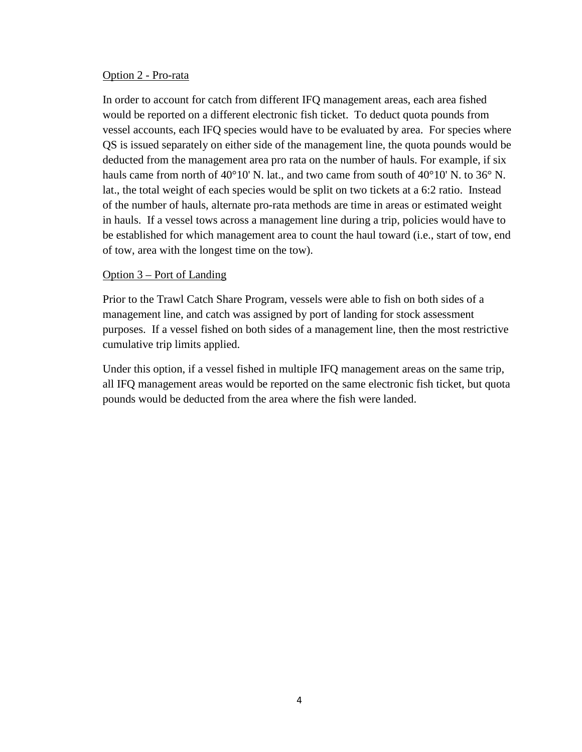<u>Option 2 - Pro-rata</u>

In order to account for catch from different IFQ management areas, each area fished would be reported on a different electronic fish ticket. To deduct quota pounds from vessel accounts, each IFQ species would have to be evaluated by area. For species where QS is issued separately on either side of the management line, the quota pounds would be deducted from the management area pro rata on the number of hauls. For example, if six hauls came from north of 40°10' N. lat., and two came from south of 40°10' N. to 36° N. lat., the total weight of each species would be split on two tickets at a 6:2 ratio. Instead of the number of hauls, alternate pro-rata methods are time in areas or estimated weight in hauls. If a vessel tows across a management line during a trip, policies would have to be established for which management area to count the haul toward (i.e., start of tow, end of tow, area with the longest time on the tow).

<u>Option 3 – Port of Landing</u>

Prior to the Trawl Catch Share Program, vessels were able to fish on both sides of a management line, and catch was assigned by port of landing for stock assessment purposes. If a vessel fished on both sides of a management line, then the most restrictive cumulative trip limits applied.

Under this option, if a vessel fished in multiple IFQ management areas on the same trip, all IFQ management areas would be reported on the same electronic fish ticket, but quota pounds would be deducted from the area where the fish were landed.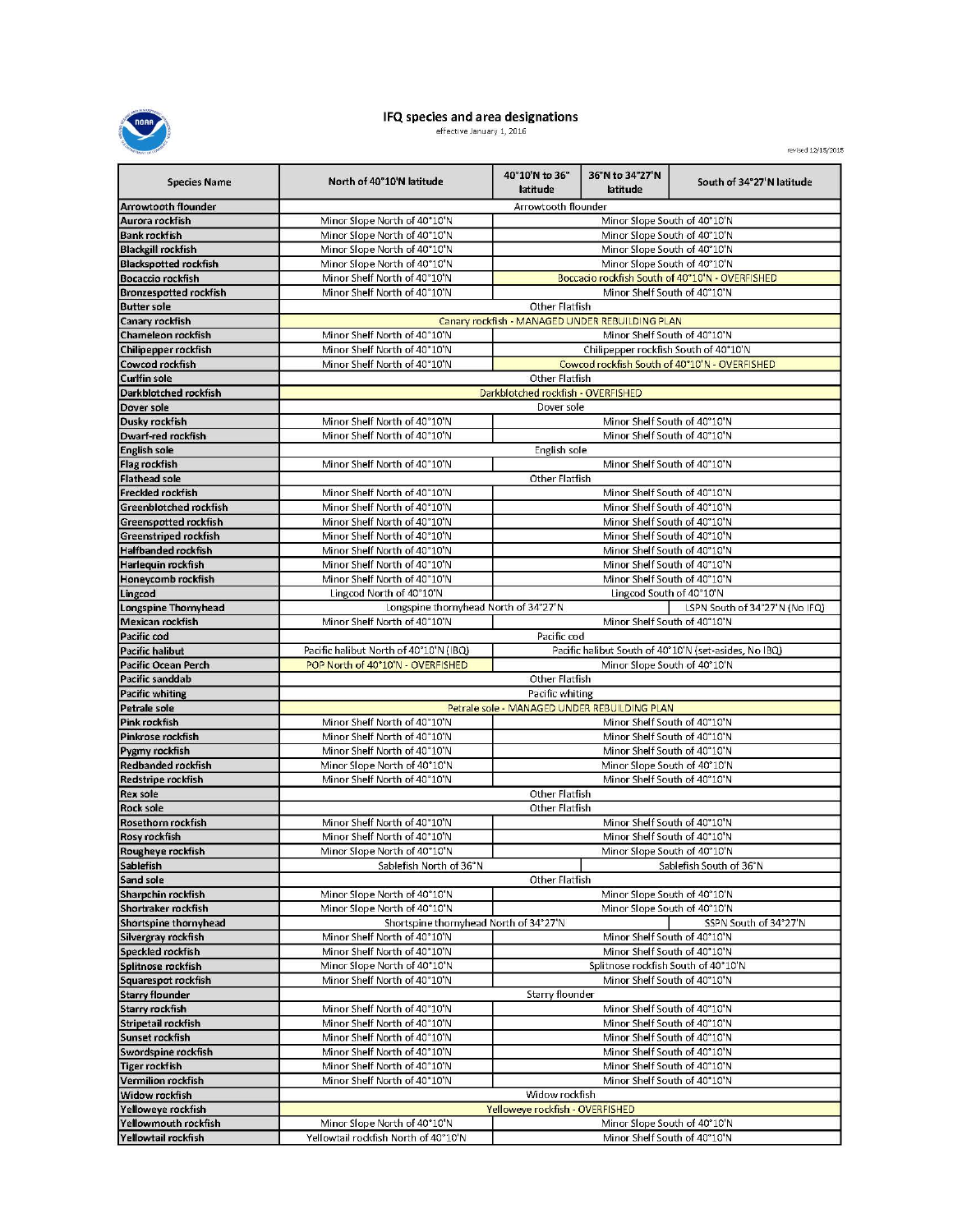# IFQ species and area designations

effective January 1, 2016

revised 12/15/2015

| Species Name | North of 40°10'N latitude | 40°10'N to 36° latitude | 36°N to 34°27'N latitude | South of 34°27'N latitude |
|---|---|---|---|---|
| Arrowtooth flounder | Arrowtooth flounder | | | |
| Aurora rockfish | Minor Slope North of 40°10'N | Minor Slope South of 40°10'N | | |
| Bank rockfish | Minor Slope North of 40°10'N | Minor Slope South of 40°10'N | | |
| Blackgill rockfish | Minor Slope North of 40°10'N | Minor Slope South of 40°10'N | | |
| Blackspotted rockfish | Minor Slope North of 40°10'N | Minor Slope South of 40°10'N | | |
| Bocaccio rockfish | Minor Shelf North of 40°10'N | Boccacio rockfish South of 40°10'N - OVERFISHED | | |
| Bronzespotted rockfish | Minor Shelf North of 40°10'N | Minor Shelf South of 40°10'N | | |
| Butter sole | Other Flatfish | | | |
| Canary rockfish | Canary rockfish - MANAGED UNDER REBUILDING PLAN | | | |
| Chameleon rockfish | Minor Shelf North of 40°10'N | Minor Shelf South of 40°10'N | | |
| Chilipepper rockfish | Minor Shelf North of 40°10'N | Chilipepper rockfish South of 40°10'N | | |
| Cowcod rockfish | Minor Shelf North of 40°10'N | Cowcod rockfish South of 40°10'N - OVERFISHED | | |
| Curlfin sole | Other Flatfish | | | |
| Darkblotched rockfish | Darkblotched rockfish - OVERFISHED | | | |
| Dover sole | Dover sole | | | |
| Dusky rockfish | Minor Shelf North of 40°10'N | Minor Shelf South of 40°10'N | | |
| Dwarf-red rockfish | Minor Shelf North of 40°10'N | Minor Shelf South of 40°10'N | | |
| English sole | English sole | | | |
| Flag rockfish | Minor Shelf North of 40°10'N | Minor Shelf South of 40°10'N | | |
| Flathead sole | Other Flatfish | | | |
| Freckled rockfish | Minor Shelf North of 40°10'N | Minor Shelf South of 40°10'N | | |
| Greenblotched rockfish | Minor Shelf North of 40°10'N | Minor Shelf South of 40°10'N | | |
| Greenspotted rockfish | Minor Shelf North of 40°10'N | Minor Shelf South of 40°10'N | | |
| Greenstriped rockfish | Minor Shelf North of 40°10'N | Minor Shelf South of 40°10'N | | |
| Halfbanded rockfish | Minor Shelf North of 40°10'N | Minor Shelf South of 40°10'N | | |
| Harlequin rockfish | Minor Shelf North of 40°10'N | Minor Shelf South of 40°10'N | | |
| Honeycomb rockfish | Minor Shelf North of 40°10'N | Minor Shelf South of 40°10'N | | |
| Lingcod | Lingcod North of 40°10'N | Lingcod South of 40°10'N | | |
| Longspine Thornyhead | Longspine thornyhead North of 34°27'N | | | LSPN South of 34°27'N (No IFQ) |
| Mexican rockfish | Minor Shelf North of 40°10'N | Minor Shelf South of 40°10'N | | |
| Pacific cod | Pacific cod | | | |
| Pacific halibut | Pacific halibut North of 40°10'N (IBQ) | Pacific halibut South of 40°10'N (set-asides, No IBQ) | | |
| Pacific Ocean Perch | POP North of 40°10'N - OVERFISHED | Minor Slope South of 40°10'N | | |
| Pacific sanddab | Other Flatfish | | | |
| Pacific whiting | Pacific whiting | | | |
| Petrale sole | Petrale sole - MANAGED UNDER REBUILDING PLAN | | | |
| Pink rockfish | Minor Shelf North of 40°10'N | Minor Shelf South of 40°10'N | | |
| Pinkrose rockfish | Minor Shelf North of 40°10'N | Minor Shelf South of 40°10'N | | |
| Pygmy rockfish | Minor Shelf North of 40°10'N | Minor Shelf South of 40°10'N | | |
| Redbanded rockfish | Minor Slope North of 40°10'N | Minor Slope South of 40°10'N | | |
| Redstripe rockfish | Minor Shelf North of 40°10'N | Minor Shelf South of 40°10'N | | |
| Rex sole | Other Flatfish | | | |
| Rock sole | Other Flatfish | | | |
| Rosethorn rockfish | Minor Shelf North of 40°10'N | Minor Shelf South of 40°10'N | | |
| Rosy rockfish | Minor Shelf North of 40°10'N | Minor Shelf South of 40°10'N | | |
| Rougheye rockfish | Minor Slope North of 40°10'N | Minor Slope South of 40°10'N | | |
| Sablefish | Sablefish North of 36°N | | Sablefish South of 36°N | |
| Sand sole | Other Flatfish | | | |
| Sharpchin rockfish | Minor Slope North of 40°10'N | Minor Slope South of 40°10'N | | |
| Shortraker rockfish | Minor Slope North of 40°10'N | Minor Slope South of 40°10'N | | |
| Shortspine thornyhead | Shortspine thornyhead North of 34°27'N | | | SSPN South of 34°27'N |
| Silvergray rockfish | Minor Shelf North of 40°10'N | Minor Shelf South of 40°10'N | | |
| Speckled rockfish | Minor Shelf North of 40°10'N | Minor Shelf South of 40°10'N | | |
| Splitnose rockfish | Minor Slope North of 40°10'N | Splitnose rockfish South of 40°10'N | | |
| Squarespot rockfish | Minor Shelf North of 40°10'N | Minor Shelf South of 40°10'N | | |
| Starry flounder | Starry flounder | | | |
| Starry rockfish | Minor Shelf North of 40°10'N | Minor Shelf South of 40°10'N | | |
| Stripetail rockfish | Minor Shelf North of 40°10'N | Minor Shelf South of 40°10'N | | |
| Sunset rockfish | Minor Shelf North of 40°10'N | Minor Shelf South of 40°10'N | | |
| Swordspine rockfish | Minor Shelf North of 40°10'N | Minor Shelf South of 40°10'N | | |
| Tiger rockfish | Minor Shelf North of 40°10'N | Minor Shelf South of 40°10'N | | |
| Vermilion rockfish | Minor Shelf North of 40°10'N | Minor Shelf South of 40°10'N | | |
| Widow rockfish | Widow rockfish | | | |
| Yelloweye rockfish | Yelloweye rockfish - OVERFISHED | | | |
| Yellowmouth rockfish | Minor Slope North of 40°10'N | Minor Slope South of 40°10'N | | |
| Yellowtail rockfish | Yellowtail rockfish North of 40°10'N | Minor Shelf South of 40°10'N | | |